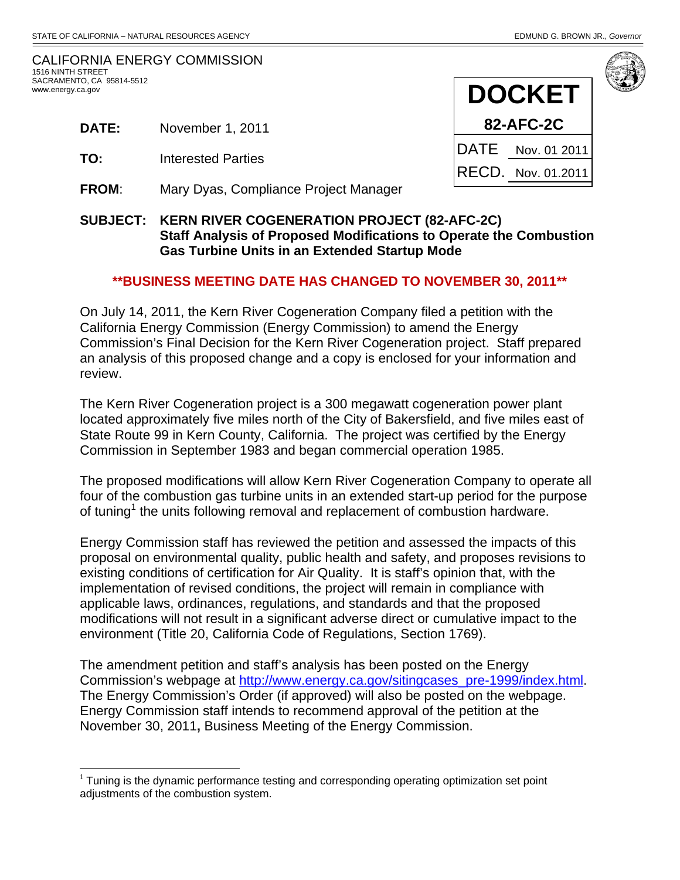STATE OF CALIFORNIA – NATURAL RESOURCES AGENCY EDMUND G. BROWN JR., *Governor*

CALIFORNIA ENERGY COMMISSION
1516 NINTH STREET
SACRAMENTO, CA 95814-5512
www.energy.ca.gov

| DOCKET | |
|---|---|
| 82-AFC-2C | |
| DATE | Nov. 01 2011 |
| RECD. | Nov. 01.2011 |

**DATE:** November 1, 2011

**TO:** Interested Parties

**FROM**: Mary Dyas, Compliance Project Manager

**SUBJECT: KERN RIVER COGENERATION PROJECT (82-AFC-2C) Staff Analysis of Proposed Modifications to Operate the Combustion Gas Turbine Units in an Extended Startup Mode**

**\*\*BUSINESS MEETING DATE HAS CHANGED TO NOVEMBER 30, 2011\*\***

On July 14, 2011, the Kern River Cogeneration Company filed a petition with the California Energy Commission (Energy Commission) to amend the Energy Commission's Final Decision for the Kern River Cogeneration project. Staff prepared an analysis of this proposed change and a copy is enclosed for your information and review.

The Kern River Cogeneration project is a 300 megawatt cogeneration power plant located approximately five miles north of the City of Bakersfield, and five miles east of State Route 99 in Kern County, California. The project was certified by the Energy Commission in September 1983 and began commercial operation 1985.

The proposed modifications will allow Kern River Cogeneration Company to operate all four of the combustion gas turbine units in an extended start-up period for the purpose of tuning[1] the units following removal and replacement of combustion hardware.

Energy Commission staff has reviewed the petition and assessed the impacts of this proposal on environmental quality, public health and safety, and proposes revisions to existing conditions of certification for Air Quality. It is staff's opinion that, with the implementation of revised conditions, the project will remain in compliance with applicable laws, ordinances, regulations, and standards and that the proposed modifications will not result in a significant adverse direct or cumulative impact to the environment (Title 20, California Code of Regulations, Section 1769).

The amendment petition and staff's analysis has been posted on the Energy Commission's webpage at http://www.energy.ca.gov/sitingcases_pre-1999/index.html. The Energy Commission's Order (if approved) will also be posted on the webpage. Energy Commission staff intends to recommend approval of the petition at the November 30, 2011**,** Business Meeting of the Energy Commission.

[1] Tuning is the dynamic performance testing and corresponding operating optimization set point adjustments of the combustion system.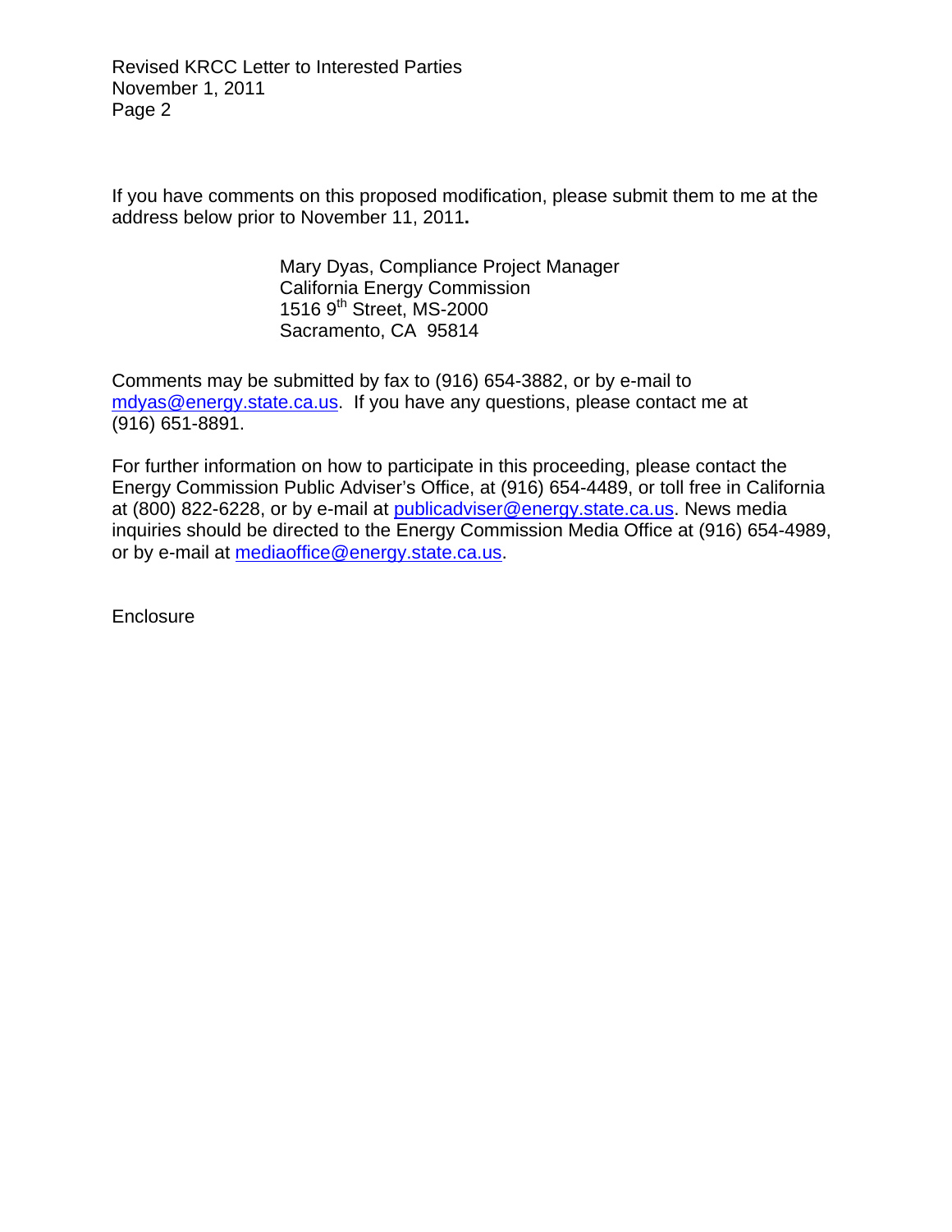If you have comments on this proposed modification, please submit them to me at the address below prior to November 11, 2011**.**

Mary Dyas, Compliance Project Manager
California Energy Commission
1516 9th Street, MS-2000
Sacramento, CA 95814

Comments may be submitted by fax to (916) 654-3882, or by e-mail to mdyas@energy.state.ca.us. If you have any questions, please contact me at (916) 651-8891.

For further information on how to participate in this proceeding, please contact the Energy Commission Public Adviser's Office, at (916) 654-4489, or toll free in California at (800) 822-6228, or by e-mail at publicadviser@energy.state.ca.us. News media inquiries should be directed to the Energy Commission Media Office at (916) 654-4989, or by e-mail at mediaoffice@energy.state.ca.us.

Enclosure